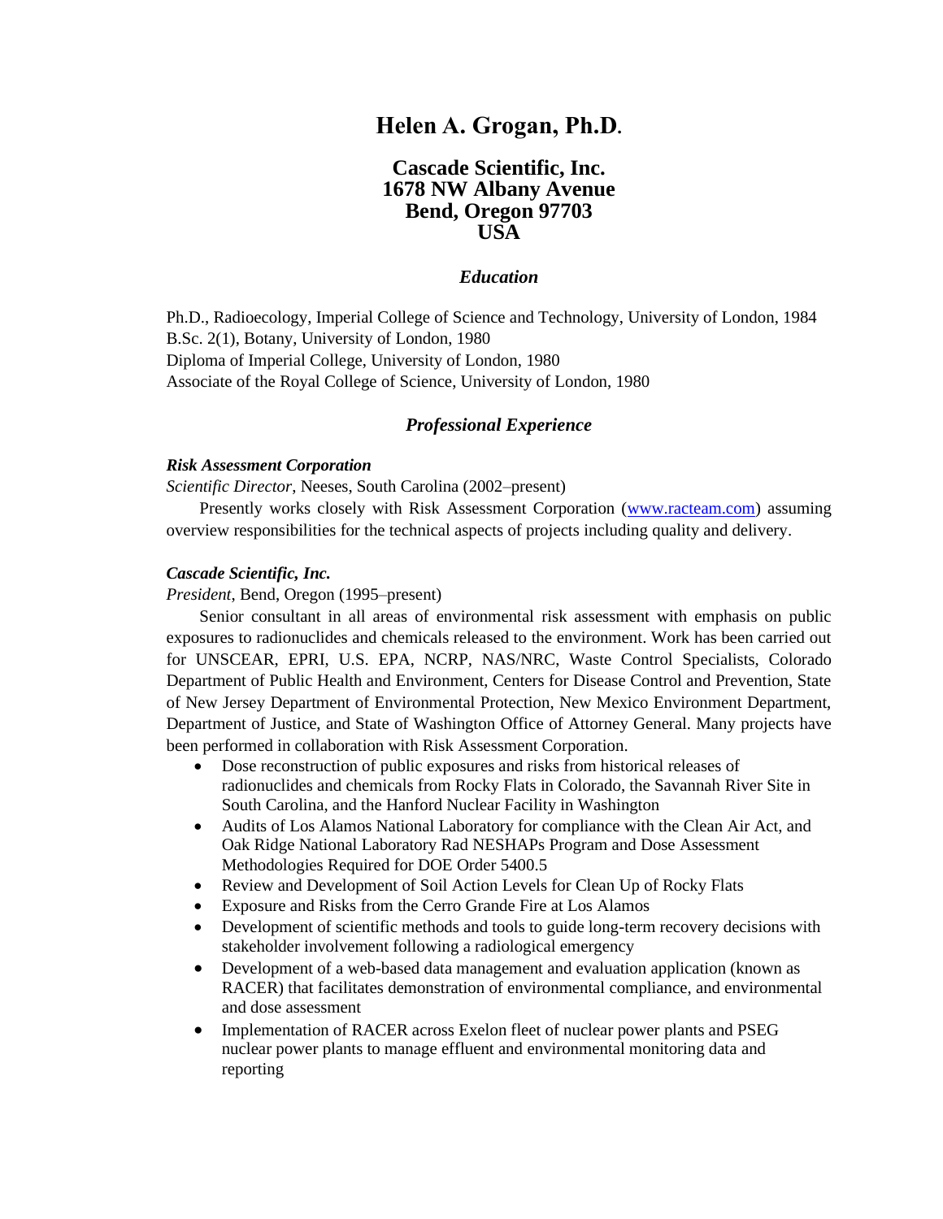# Helen A. Grogan, Ph.D.

## Cascade Scientific, Inc.
## 1678 NW Albany Avenue
## Bend, Oregon 97703
## USA

### *Education*

Ph.D., Radioecology, Imperial College of Science and Technology, University of London, 1984
B.Sc. 2(1), Botany, University of London, 1980
Diploma of Imperial College, University of London, 1980
Associate of the Royal College of Science, University of London, 1980

### *Professional Experience*

***Risk Assessment Corporation***

*Scientific Director*, Neeses, South Carolina (2002–present)

Presently works closely with Risk Assessment Corporation (www.racteam.com) assuming overview responsibilities for the technical aspects of projects including quality and delivery.

***Cascade Scientific, Inc.***

*President*, Bend, Oregon (1995–present)

Senior consultant in all areas of environmental risk assessment with emphasis on public exposures to radionuclides and chemicals released to the environment. Work has been carried out for UNSCEAR, EPRI, U.S. EPA, NCRP, NAS/NRC, Waste Control Specialists, Colorado Department of Public Health and Environment, Centers for Disease Control and Prevention, State of New Jersey Department of Environmental Protection, New Mexico Environment Department, Department of Justice, and State of Washington Office of Attorney General. Many projects have been performed in collaboration with Risk Assessment Corporation.

- Dose reconstruction of public exposures and risks from historical releases of radionuclides and chemicals from Rocky Flats in Colorado, the Savannah River Site in South Carolina, and the Hanford Nuclear Facility in Washington
- Audits of Los Alamos National Laboratory for compliance with the Clean Air Act, and Oak Ridge National Laboratory Rad NESHAPs Program and Dose Assessment Methodologies Required for DOE Order 5400.5
- Review and Development of Soil Action Levels for Clean Up of Rocky Flats
- Exposure and Risks from the Cerro Grande Fire at Los Alamos
- Development of scientific methods and tools to guide long-term recovery decisions with stakeholder involvement following a radiological emergency
- Development of a web-based data management and evaluation application (known as RACER) that facilitates demonstration of environmental compliance, and environmental and dose assessment
- Implementation of RACER across Exelon fleet of nuclear power plants and PSEG nuclear power plants to manage effluent and environmental monitoring data and reporting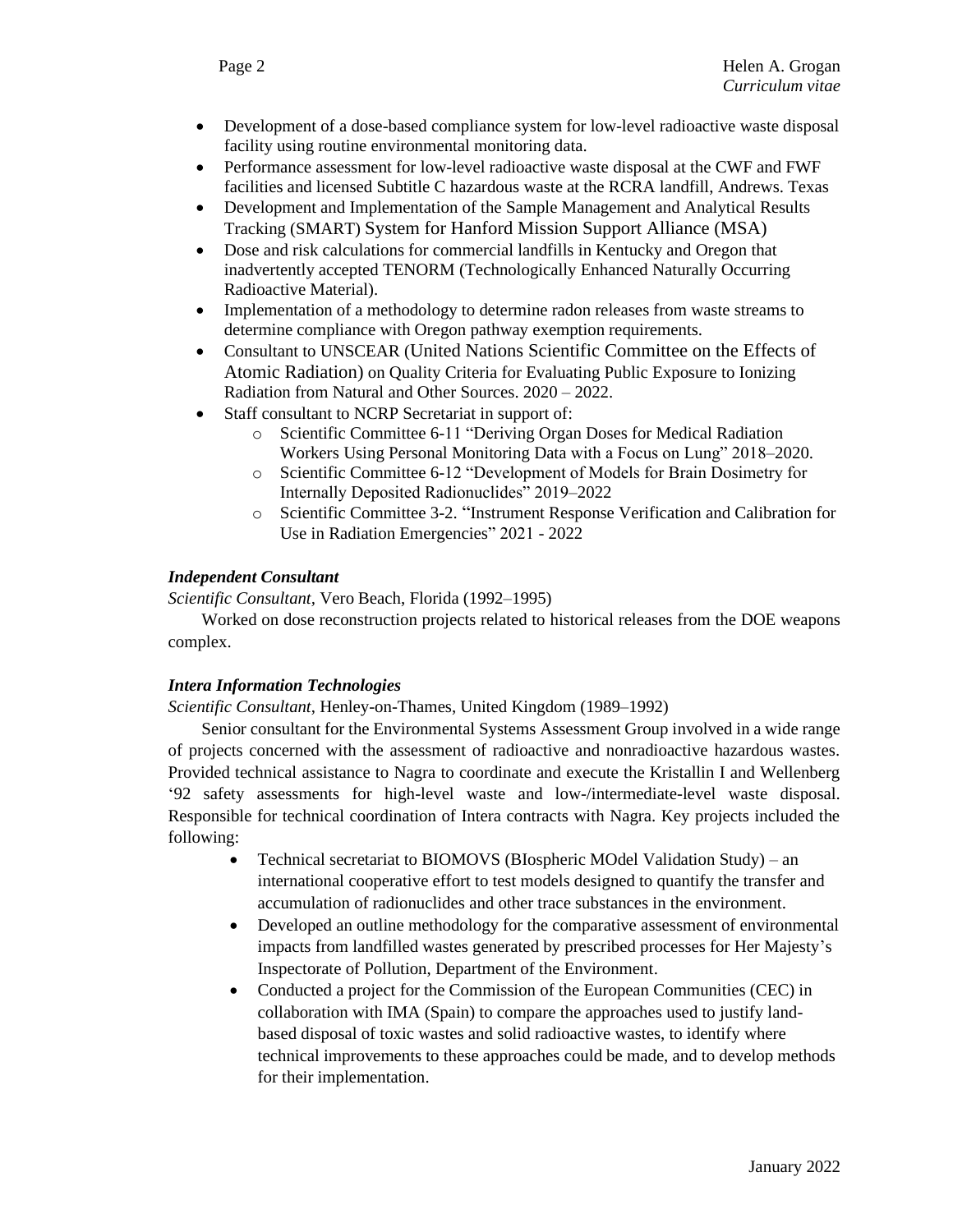- Development of a dose-based compliance system for low-level radioactive waste disposal facility using routine environmental monitoring data.
- Performance assessment for low-level radioactive waste disposal at the CWF and FWF facilities and licensed Subtitle C hazardous waste at the RCRA landfill, Andrews. Texas
- Development and Implementation of the Sample Management and Analytical Results Tracking (SMART) System for Hanford Mission Support Alliance (MSA)
- Dose and risk calculations for commercial landfills in Kentucky and Oregon that inadvertently accepted TENORM (Technologically Enhanced Naturally Occurring Radioactive Material).
- Implementation of a methodology to determine radon releases from waste streams to determine compliance with Oregon pathway exemption requirements.
- Consultant to UNSCEAR (United Nations Scientific Committee on the Effects of Atomic Radiation) on Quality Criteria for Evaluating Public Exposure to Ionizing Radiation from Natural and Other Sources. 2020 – 2022.
- Staff consultant to NCRP Secretariat in support of:
  - Scientific Committee 6-11 "Deriving Organ Doses for Medical Radiation Workers Using Personal Monitoring Data with a Focus on Lung" 2018–2020.
  - Scientific Committee 6-12 "Development of Models for Brain Dosimetry for Internally Deposited Radionuclides" 2019–2022
  - Scientific Committee 3-2. "Instrument Response Verification and Calibration for Use in Radiation Emergencies" 2021 - 2022

***Independent Consultant***

*Scientific Consultant,* Vero Beach, Florida (1992–1995)

Worked on dose reconstruction projects related to historical releases from the DOE weapons complex.

***Intera Information Technologies***

*Scientific Consultant*, Henley-on-Thames, United Kingdom (1989–1992)

Senior consultant for the Environmental Systems Assessment Group involved in a wide range of projects concerned with the assessment of radioactive and nonradioactive hazardous wastes. Provided technical assistance to Nagra to coordinate and execute the Kristallin I and Wellenberg '92 safety assessments for high-level waste and low-/intermediate-level waste disposal. Responsible for technical coordination of Intera contracts with Nagra. Key projects included the following:

- Technical secretariat to BIOMOVS (BIospheric MOdel Validation Study) – an international cooperative effort to test models designed to quantify the transfer and accumulation of radionuclides and other trace substances in the environment.
- Developed an outline methodology for the comparative assessment of environmental impacts from landfilled wastes generated by prescribed processes for Her Majesty's Inspectorate of Pollution, Department of the Environment.
- Conducted a project for the Commission of the European Communities (CEC) in collaboration with IMA (Spain) to compare the approaches used to justify land-based disposal of toxic wastes and solid radioactive wastes, to identify where technical improvements to these approaches could be made, and to develop methods for their implementation.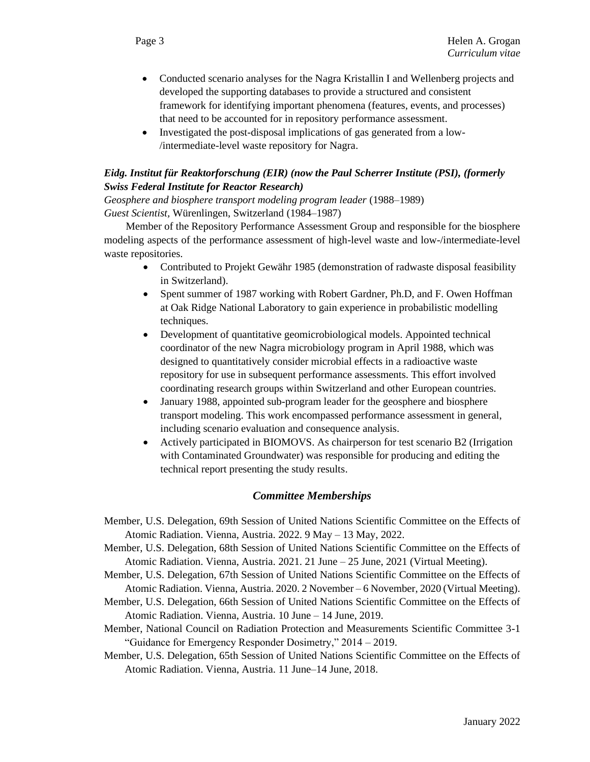- Conducted scenario analyses for the Nagra Kristallin I and Wellenberg projects and developed the supporting databases to provide a structured and consistent framework for identifying important phenomena (features, events, and processes) that need to be accounted for in repository performance assessment.
- Investigated the post-disposal implications of gas generated from a low-/intermediate-level waste repository for Nagra.

***Eidg. Institut für Reaktorforschung (EIR) (now the Paul Scherrer Institute (PSI), (formerly Swiss Federal Institute for Reactor Research)***

*Geosphere and biosphere transport modeling program leader* (1988–1989)
*Guest Scientist,* Würenlingen, Switzerland (1984–1987)

Member of the Repository Performance Assessment Group and responsible for the biosphere modeling aspects of the performance assessment of high-level waste and low-/intermediate-level waste repositories.

- Contributed to Projekt Gewähr 1985 (demonstration of radwaste disposal feasibility in Switzerland).
- Spent summer of 1987 working with Robert Gardner, Ph.D, and F. Owen Hoffman at Oak Ridge National Laboratory to gain experience in probabilistic modelling techniques.
- Development of quantitative geomicrobiological models. Appointed technical coordinator of the new Nagra microbiology program in April 1988, which was designed to quantitatively consider microbial effects in a radioactive waste repository for use in subsequent performance assessments. This effort involved coordinating research groups within Switzerland and other European countries.
- January 1988, appointed sub-program leader for the geosphere and biosphere transport modeling. This work encompassed performance assessment in general, including scenario evaluation and consequence analysis.
- Actively participated in BIOMOVS. As chairperson for test scenario B2 (Irrigation with Contaminated Groundwater) was responsible for producing and editing the technical report presenting the study results.

## *Committee Memberships*

Member, U.S. Delegation, 69th Session of United Nations Scientific Committee on the Effects of Atomic Radiation. Vienna, Austria. 2022. 9 May – 13 May, 2022.

Member, U.S. Delegation, 68th Session of United Nations Scientific Committee on the Effects of Atomic Radiation. Vienna, Austria. 2021. 21 June – 25 June, 2021 (Virtual Meeting).

Member, U.S. Delegation, 67th Session of United Nations Scientific Committee on the Effects of Atomic Radiation. Vienna, Austria. 2020. 2 November – 6 November, 2020 (Virtual Meeting).

Member, U.S. Delegation, 66th Session of United Nations Scientific Committee on the Effects of Atomic Radiation. Vienna, Austria. 10 June – 14 June, 2019.

Member, National Council on Radiation Protection and Measurements Scientific Committee 3-1 "Guidance for Emergency Responder Dosimetry," 2014 – 2019.

Member, U.S. Delegation, 65th Session of United Nations Scientific Committee on the Effects of Atomic Radiation. Vienna, Austria. 11 June–14 June, 2018.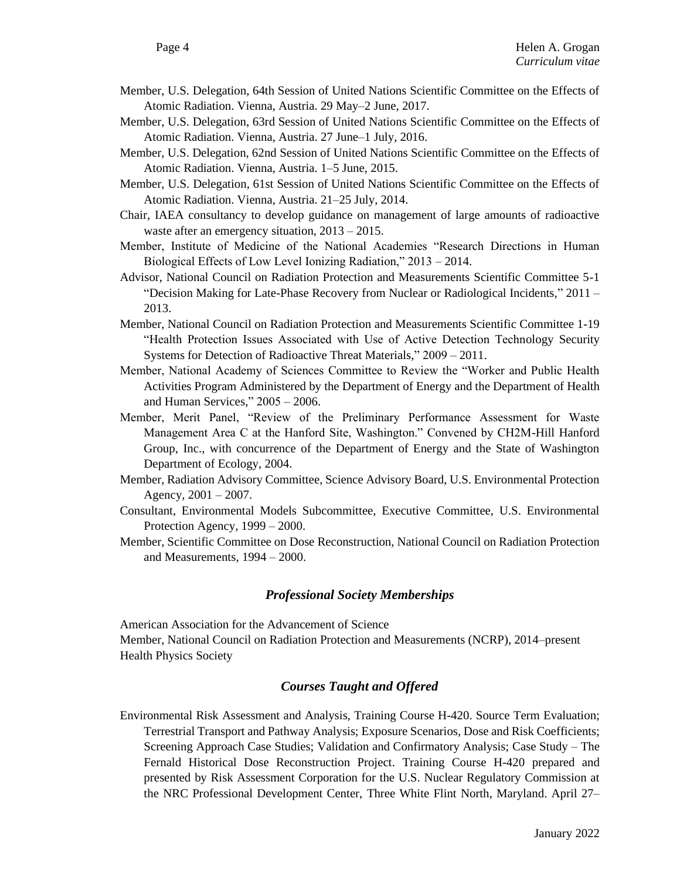Member, U.S. Delegation, 64th Session of United Nations Scientific Committee on the Effects of Atomic Radiation. Vienna, Austria. 29 May–2 June, 2017.

Member, U.S. Delegation, 63rd Session of United Nations Scientific Committee on the Effects of Atomic Radiation. Vienna, Austria. 27 June–1 July, 2016.

Member, U.S. Delegation, 62nd Session of United Nations Scientific Committee on the Effects of Atomic Radiation. Vienna, Austria. 1–5 June, 2015.

Member, U.S. Delegation, 61st Session of United Nations Scientific Committee on the Effects of Atomic Radiation. Vienna, Austria. 21–25 July, 2014.

Chair, IAEA consultancy to develop guidance on management of large amounts of radioactive waste after an emergency situation, 2013 – 2015.

Member, Institute of Medicine of the National Academies "Research Directions in Human Biological Effects of Low Level Ionizing Radiation," 2013 – 2014.

Advisor, National Council on Radiation Protection and Measurements Scientific Committee 5-1 "Decision Making for Late-Phase Recovery from Nuclear or Radiological Incidents," 2011 – 2013.

Member, National Council on Radiation Protection and Measurements Scientific Committee 1-19 "Health Protection Issues Associated with Use of Active Detection Technology Security Systems for Detection of Radioactive Threat Materials," 2009 – 2011.

Member, National Academy of Sciences Committee to Review the "Worker and Public Health Activities Program Administered by the Department of Energy and the Department of Health and Human Services," 2005 – 2006.

Member, Merit Panel, "Review of the Preliminary Performance Assessment for Waste Management Area C at the Hanford Site, Washington." Convened by CH2M-Hill Hanford Group, Inc., with concurrence of the Department of Energy and the State of Washington Department of Ecology, 2004.

Member, Radiation Advisory Committee, Science Advisory Board, U.S. Environmental Protection Agency, 2001 – 2007.

Consultant, Environmental Models Subcommittee, Executive Committee, U.S. Environmental Protection Agency, 1999 – 2000.

Member, Scientific Committee on Dose Reconstruction, National Council on Radiation Protection and Measurements, 1994 – 2000.

## *Professional Society Memberships*

American Association for the Advancement of Science

Member, National Council on Radiation Protection and Measurements (NCRP), 2014–present

Health Physics Society

## *Courses Taught and Offered*

Environmental Risk Assessment and Analysis, Training Course H-420. Source Term Evaluation; Terrestrial Transport and Pathway Analysis; Exposure Scenarios, Dose and Risk Coefficients; Screening Approach Case Studies; Validation and Confirmatory Analysis; Case Study – The Fernald Historical Dose Reconstruction Project. Training Course H-420 prepared and presented by Risk Assessment Corporation for the U.S. Nuclear Regulatory Commission at the NRC Professional Development Center, Three White Flint North, Maryland. April 27–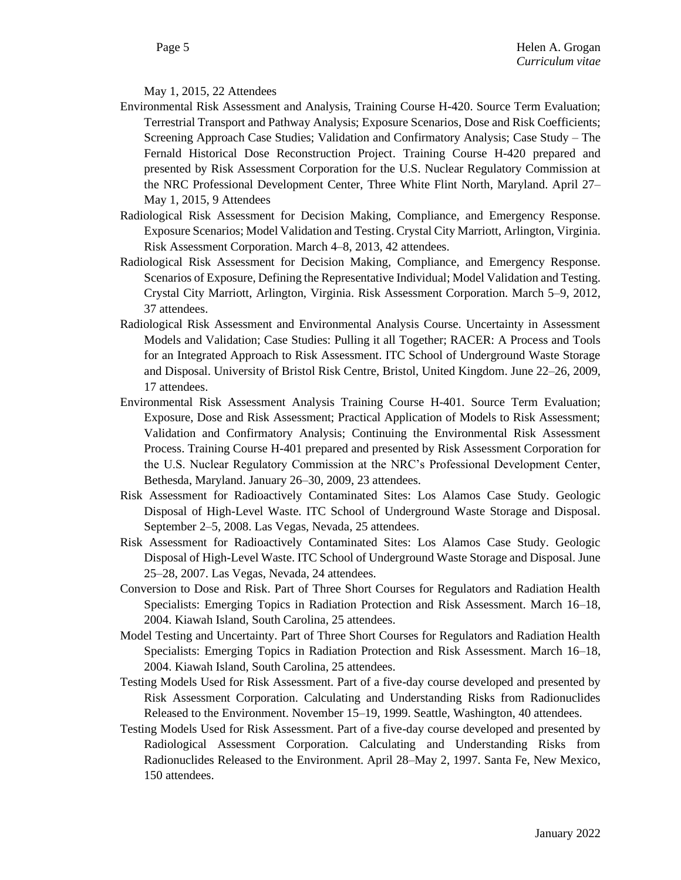May 1, 2015, 22 Attendees

Environmental Risk Assessment and Analysis, Training Course H-420. Source Term Evaluation; Terrestrial Transport and Pathway Analysis; Exposure Scenarios, Dose and Risk Coefficients; Screening Approach Case Studies; Validation and Confirmatory Analysis; Case Study – The Fernald Historical Dose Reconstruction Project. Training Course H-420 prepared and presented by Risk Assessment Corporation for the U.S. Nuclear Regulatory Commission at the NRC Professional Development Center, Three White Flint North, Maryland. April 27–May 1, 2015, 9 Attendees

Radiological Risk Assessment for Decision Making, Compliance, and Emergency Response. Exposure Scenarios; Model Validation and Testing. Crystal City Marriott, Arlington, Virginia. Risk Assessment Corporation. March 4–8, 2013, 42 attendees.

Radiological Risk Assessment for Decision Making, Compliance, and Emergency Response. Scenarios of Exposure, Defining the Representative Individual; Model Validation and Testing. Crystal City Marriott, Arlington, Virginia. Risk Assessment Corporation. March 5–9, 2012, 37 attendees.

Radiological Risk Assessment and Environmental Analysis Course. Uncertainty in Assessment Models and Validation; Case Studies: Pulling it all Together; RACER: A Process and Tools for an Integrated Approach to Risk Assessment. ITC School of Underground Waste Storage and Disposal. University of Bristol Risk Centre, Bristol, United Kingdom. June 22–26, 2009, 17 attendees.

Environmental Risk Assessment Analysis Training Course H-401. Source Term Evaluation; Exposure, Dose and Risk Assessment; Practical Application of Models to Risk Assessment; Validation and Confirmatory Analysis; Continuing the Environmental Risk Assessment Process. Training Course H-401 prepared and presented by Risk Assessment Corporation for the U.S. Nuclear Regulatory Commission at the NRC's Professional Development Center, Bethesda, Maryland. January 26–30, 2009, 23 attendees.

Risk Assessment for Radioactively Contaminated Sites: Los Alamos Case Study. Geologic Disposal of High-Level Waste. ITC School of Underground Waste Storage and Disposal. September 2–5, 2008. Las Vegas, Nevada, 25 attendees.

Risk Assessment for Radioactively Contaminated Sites: Los Alamos Case Study. Geologic Disposal of High-Level Waste. ITC School of Underground Waste Storage and Disposal. June 25–28, 2007. Las Vegas, Nevada, 24 attendees.

Conversion to Dose and Risk. Part of Three Short Courses for Regulators and Radiation Health Specialists: Emerging Topics in Radiation Protection and Risk Assessment. March 16–18, 2004. Kiawah Island, South Carolina, 25 attendees.

Model Testing and Uncertainty. Part of Three Short Courses for Regulators and Radiation Health Specialists: Emerging Topics in Radiation Protection and Risk Assessment. March 16–18, 2004. Kiawah Island, South Carolina, 25 attendees.

Testing Models Used for Risk Assessment. Part of a five-day course developed and presented by Risk Assessment Corporation. Calculating and Understanding Risks from Radionuclides Released to the Environment. November 15–19, 1999. Seattle, Washington, 40 attendees.

Testing Models Used for Risk Assessment. Part of a five-day course developed and presented by Radiological Assessment Corporation. Calculating and Understanding Risks from Radionuclides Released to the Environment. April 28–May 2, 1997. Santa Fe, New Mexico, 150 attendees.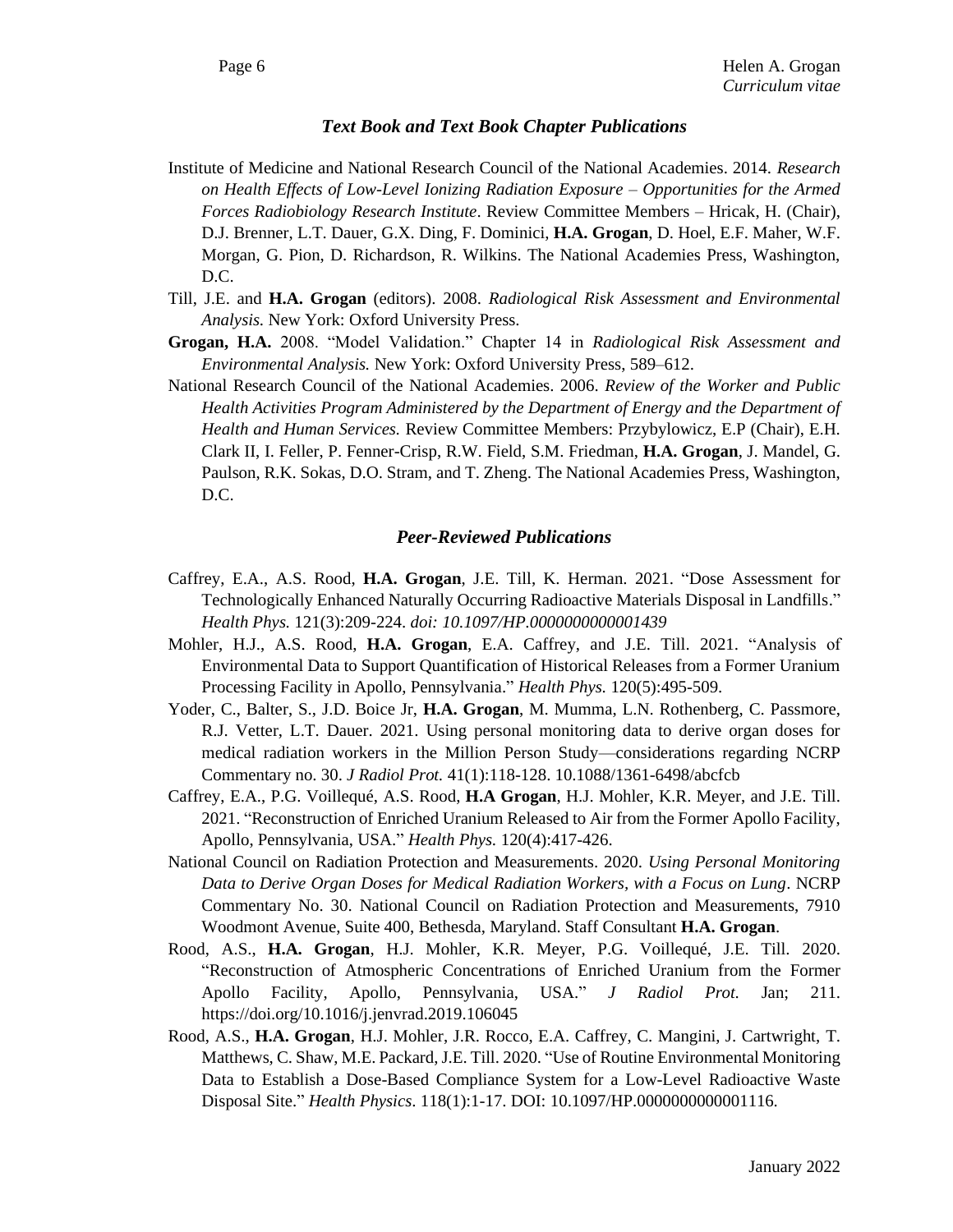### *Text Book and Text Book Chapter Publications*

Institute of Medicine and National Research Council of the National Academies. 2014. *Research on Health Effects of Low-Level Ionizing Radiation Exposure – Opportunities for the Armed Forces Radiobiology Research Institute*. Review Committee Members – Hricak, H. (Chair), D.J. Brenner, L.T. Dauer, G.X. Ding, F. Dominici, **H.A. Grogan**, D. Hoel, E.F. Maher, W.F. Morgan, G. Pion, D. Richardson, R. Wilkins. The National Academies Press, Washington, D.C.

Till, J.E. and **H.A. Grogan** (editors). 2008. *Radiological Risk Assessment and Environmental Analysis.* New York: Oxford University Press.

**Grogan, H.A.** 2008. "Model Validation." Chapter 14 in *Radiological Risk Assessment and Environmental Analysis.* New York: Oxford University Press, 589–612.

National Research Council of the National Academies. 2006. *Review of the Worker and Public Health Activities Program Administered by the Department of Energy and the Department of Health and Human Services.* Review Committee Members: Przybylowicz, E.P (Chair), E.H. Clark II, I. Feller, P. Fenner-Crisp, R.W. Field, S.M. Friedman, **H.A. Grogan**, J. Mandel, G. Paulson, R.K. Sokas, D.O. Stram, and T. Zheng. The National Academies Press, Washington, D.C.

### *Peer-Reviewed Publications*

Caffrey, E.A., A.S. Rood, **H.A. Grogan**, J.E. Till, K. Herman. 2021. "Dose Assessment for Technologically Enhanced Naturally Occurring Radioactive Materials Disposal in Landfills." *Health Phys.* 121(3):209-224. *doi: 10.1097/HP.0000000000001439*

Mohler, H.J., A.S. Rood, **H.A. Grogan**, E.A. Caffrey, and J.E. Till. 2021. "Analysis of Environmental Data to Support Quantification of Historical Releases from a Former Uranium Processing Facility in Apollo, Pennsylvania." *Health Phys.* 120(5):495-509.

Yoder, C., Balter, S., J.D. Boice Jr, **H.A. Grogan**, M. Mumma, L.N. Rothenberg, C. Passmore, R.J. Vetter, L.T. Dauer. 2021. Using personal monitoring data to derive organ doses for medical radiation workers in the Million Person Study—considerations regarding NCRP Commentary no. 30. *J Radiol Prot.* 41(1):118-128. 10.1088/1361-6498/abcfcb

Caffrey, E.A., P.G. Voillequé, A.S. Rood, **H.A Grogan**, H.J. Mohler, K.R. Meyer, and J.E. Till. 2021. "Reconstruction of Enriched Uranium Released to Air from the Former Apollo Facility, Apollo, Pennsylvania, USA." *Health Phys.* 120(4):417-426.

National Council on Radiation Protection and Measurements. 2020. *Using Personal Monitoring Data to Derive Organ Doses for Medical Radiation Workers, with a Focus on Lung*. NCRP Commentary No. 30. National Council on Radiation Protection and Measurements, 7910 Woodmont Avenue, Suite 400, Bethesda, Maryland. Staff Consultant **H.A. Grogan**.

Rood, A.S., **H.A. Grogan**, H.J. Mohler, K.R. Meyer, P.G. Voillequé, J.E. Till. 2020. "Reconstruction of Atmospheric Concentrations of Enriched Uranium from the Former Apollo Facility, Apollo, Pennsylvania, USA." *J Radiol Prot.* Jan; 211. https://doi.org/10.1016/j.jenvrad.2019.106045

Rood, A.S., **H.A. Grogan**, H.J. Mohler, J.R. Rocco, E.A. Caffrey, C. Mangini, J. Cartwright, T. Matthews, C. Shaw, M.E. Packard, J.E. Till. 2020. "Use of Routine Environmental Monitoring Data to Establish a Dose-Based Compliance System for a Low-Level Radioactive Waste Disposal Site." *Health Physics*. 118(1):1-17. DOI: 10.1097/HP.0000000000001116.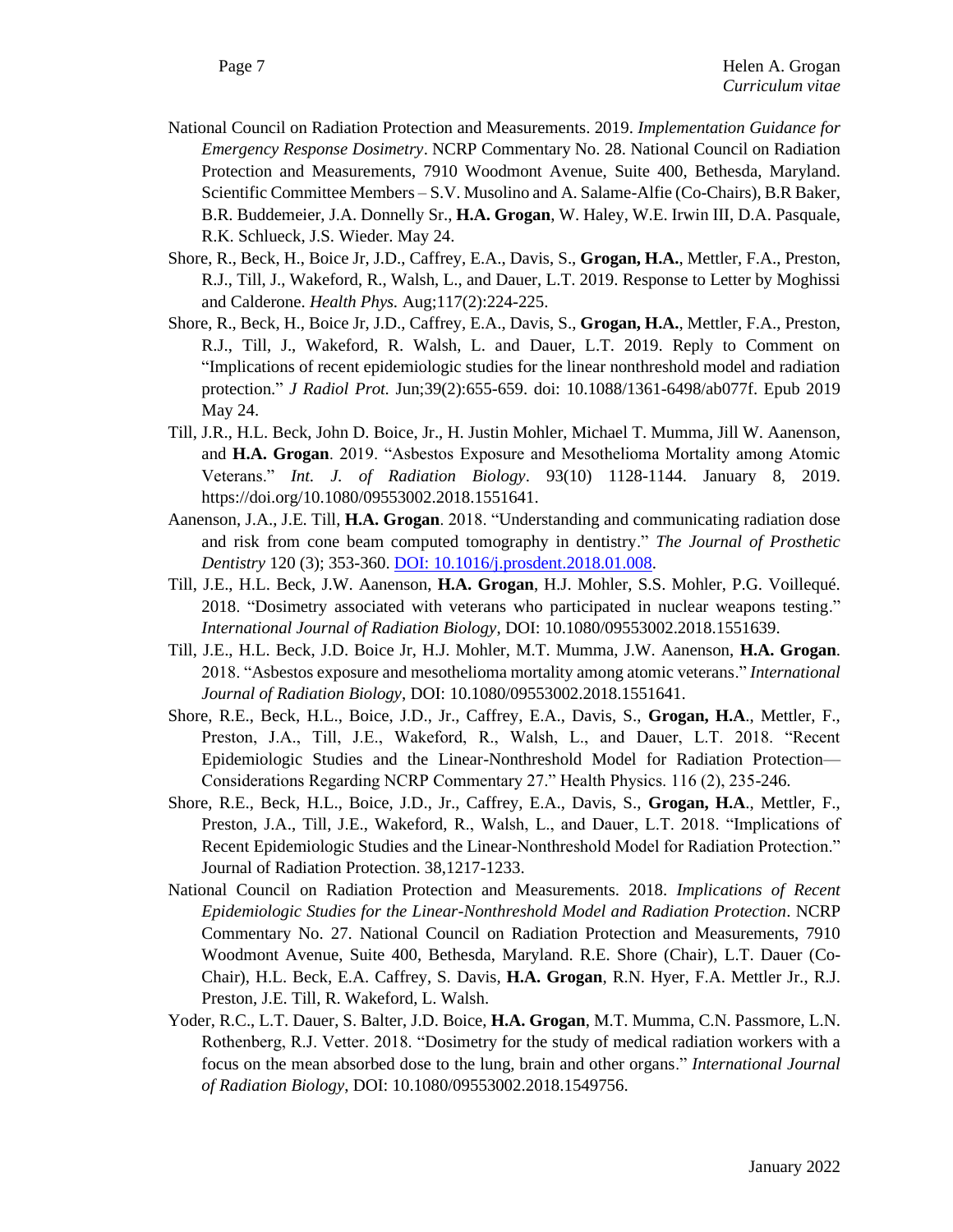National Council on Radiation Protection and Measurements. 2019. *Implementation Guidance for Emergency Response Dosimetry*. NCRP Commentary No. 28. National Council on Radiation Protection and Measurements, 7910 Woodmont Avenue, Suite 400, Bethesda, Maryland. Scientific Committee Members – S.V. Musolino and A. Salame-Alfie (Co-Chairs), B.R Baker, B.R. Buddemeier, J.A. Donnelly Sr., **H.A. Grogan**, W. Haley, W.E. Irwin III, D.A. Pasquale, R.K. Schlueck, J.S. Wieder. May 24.

Shore, R., Beck, H., Boice Jr, J.D., Caffrey, E.A., Davis, S., **Grogan, H.A.**, Mettler, F.A., Preston, R.J., Till, J., Wakeford, R., Walsh, L., and Dauer, L.T. 2019. Response to Letter by Moghissi and Calderone. *Health Phys.* Aug;117(2):224-225.

Shore, R., Beck, H., Boice Jr, J.D., Caffrey, E.A., Davis, S., **Grogan, H.A.**, Mettler, F.A., Preston, R.J., Till, J., Wakeford, R. Walsh, L. and Dauer, L.T. 2019. Reply to Comment on "Implications of recent epidemiologic studies for the linear nonthreshold model and radiation protection." *J Radiol Prot.* Jun;39(2):655-659. doi: 10.1088/1361-6498/ab077f. Epub 2019 May 24.

Till, J.R., H.L. Beck, John D. Boice, Jr., H. Justin Mohler, Michael T. Mumma, Jill W. Aanenson, and **H.A. Grogan**. 2019. "Asbestos Exposure and Mesothelioma Mortality among Atomic Veterans." *Int. J. of Radiation Biology*. 93(10) 1128-1144. January 8, 2019. https://doi.org/10.1080/09553002.2018.1551641.

Aanenson, J.A., J.E. Till, **H.A. Grogan**. 2018. "Understanding and communicating radiation dose and risk from cone beam computed tomography in dentistry." *The Journal of Prosthetic Dentistry* 120 (3); 353-360. DOI: 10.1016/j.prosdent.2018.01.008.

Till, J.E., H.L. Beck, J.W. Aanenson, **H.A. Grogan**, H.J. Mohler, S.S. Mohler, P.G. Voillequé. 2018. "Dosimetry associated with veterans who participated in nuclear weapons testing." *International Journal of Radiation Biology*, DOI: 10.1080/09553002.2018.1551639.

Till, J.E., H.L. Beck, J.D. Boice Jr, H.J. Mohler, M.T. Mumma, J.W. Aanenson, **H.A. Grogan**. 2018. "Asbestos exposure and mesothelioma mortality among atomic veterans." *International Journal of Radiation Biology*, DOI: 10.1080/09553002.2018.1551641.

Shore, R.E., Beck, H.L., Boice, J.D., Jr., Caffrey, E.A., Davis, S., **Grogan, H.A**., Mettler, F., Preston, J.A., Till, J.E., Wakeford, R., Walsh, L., and Dauer, L.T. 2018. "Recent Epidemiologic Studies and the Linear-Nonthreshold Model for Radiation Protection—Considerations Regarding NCRP Commentary 27." Health Physics. 116 (2), 235-246.

Shore, R.E., Beck, H.L., Boice, J.D., Jr., Caffrey, E.A., Davis, S., **Grogan, H.A**., Mettler, F., Preston, J.A., Till, J.E., Wakeford, R., Walsh, L., and Dauer, L.T. 2018. "Implications of Recent Epidemiologic Studies and the Linear-Nonthreshold Model for Radiation Protection." Journal of Radiation Protection. 38,1217-1233.

National Council on Radiation Protection and Measurements. 2018. *Implications of Recent Epidemiologic Studies for the Linear-Nonthreshold Model and Radiation Protection*. NCRP Commentary No. 27. National Council on Radiation Protection and Measurements, 7910 Woodmont Avenue, Suite 400, Bethesda, Maryland. R.E. Shore (Chair), L.T. Dauer (Co-Chair), H.L. Beck, E.A. Caffrey, S. Davis, **H.A. Grogan**, R.N. Hyer, F.A. Mettler Jr., R.J. Preston, J.E. Till, R. Wakeford, L. Walsh.

Yoder, R.C., L.T. Dauer, S. Balter, J.D. Boice, **H.A. Grogan**, M.T. Mumma, C.N. Passmore, L.N. Rothenberg, R.J. Vetter. 2018. "Dosimetry for the study of medical radiation workers with a focus on the mean absorbed dose to the lung, brain and other organs." *International Journal of Radiation Biology*, DOI: 10.1080/09553002.2018.1549756.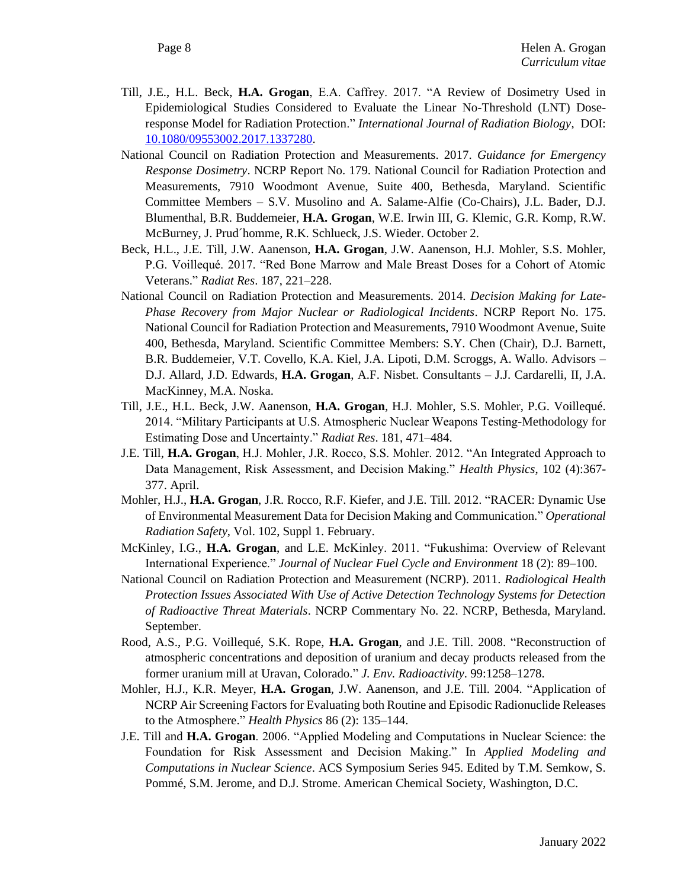Till, J.E., H.L. Beck, **H.A. Grogan**, E.A. Caffrey. 2017. "A Review of Dosimetry Used in Epidemiological Studies Considered to Evaluate the Linear No-Threshold (LNT) Dose-response Model for Radiation Protection." *International Journal of Radiation Biology*, DOI: 10.1080/09553002.2017.1337280.

National Council on Radiation Protection and Measurements. 2017. *Guidance for Emergency Response Dosimetry*. NCRP Report No. 179. National Council for Radiation Protection and Measurements, 7910 Woodmont Avenue, Suite 400, Bethesda, Maryland. Scientific Committee Members – S.V. Musolino and A. Salame-Alfie (Co-Chairs), J.L. Bader, D.J. Blumenthal, B.R. Buddemeier, **H.A. Grogan**, W.E. Irwin III, G. Klemic, G.R. Komp, R.W. McBurney, J. Prud´homme, R.K. Schlueck, J.S. Wieder. October 2.

Beck, H.L., J.E. Till, J.W. Aanenson, **H.A. Grogan**, J.W. Aanenson, H.J. Mohler, S.S. Mohler, P.G. Voillequé. 2017. "Red Bone Marrow and Male Breast Doses for a Cohort of Atomic Veterans." *Radiat Res*. 187, 221–228.

National Council on Radiation Protection and Measurements. 2014. *Decision Making for Late-Phase Recovery from Major Nuclear or Radiological Incidents*. NCRP Report No. 175. National Council for Radiation Protection and Measurements, 7910 Woodmont Avenue, Suite 400, Bethesda, Maryland. Scientific Committee Members: S.Y. Chen (Chair), D.J. Barnett, B.R. Buddemeier, V.T. Covello, K.A. Kiel, J.A. Lipoti, D.M. Scroggs, A. Wallo. Advisors – D.J. Allard, J.D. Edwards, **H.A. Grogan**, A.F. Nisbet. Consultants – J.J. Cardarelli, II, J.A. MacKinney, M.A. Noska.

Till, J.E., H.L. Beck, J.W. Aanenson, **H.A. Grogan**, H.J. Mohler, S.S. Mohler, P.G. Voillequé. 2014. "Military Participants at U.S. Atmospheric Nuclear Weapons Testing-Methodology for Estimating Dose and Uncertainty." *Radiat Res*. 181, 471–484.

J.E. Till, **H.A. Grogan**, H.J. Mohler, J.R. Rocco, S.S. Mohler. 2012. "An Integrated Approach to Data Management, Risk Assessment, and Decision Making." *Health Physics*, 102 (4):367-377. April.

Mohler, H.J., **H.A. Grogan**, J.R. Rocco, R.F. Kiefer, and J.E. Till. 2012. "RACER: Dynamic Use of Environmental Measurement Data for Decision Making and Communication." *Operational Radiation Safety*, Vol. 102, Suppl 1. February.

McKinley, I.G., **H.A. Grogan**, and L.E. McKinley. 2011. "Fukushima: Overview of Relevant International Experience." *Journal of Nuclear Fuel Cycle and Environment* 18 (2): 89–100.

National Council on Radiation Protection and Measurement (NCRP). 2011. *Radiological Health Protection Issues Associated With Use of Active Detection Technology Systems for Detection of Radioactive Threat Materials*. NCRP Commentary No. 22. NCRP, Bethesda, Maryland. September.

Rood, A.S., P.G. Voillequé, S.K. Rope, **H.A. Grogan**, and J.E. Till. 2008. "Reconstruction of atmospheric concentrations and deposition of uranium and decay products released from the former uranium mill at Uravan, Colorado." *J. Env. Radioactivity*. 99:1258–1278.

Mohler, H.J., K.R. Meyer, **H.A. Grogan**, J.W. Aanenson, and J.E. Till. 2004. "Application of NCRP Air Screening Factors for Evaluating both Routine and Episodic Radionuclide Releases to the Atmosphere." *Health Physics* 86 (2): 135–144.

J.E. Till and **H.A. Grogan**. 2006. "Applied Modeling and Computations in Nuclear Science: the Foundation for Risk Assessment and Decision Making." In *Applied Modeling and Computations in Nuclear Science*. ACS Symposium Series 945. Edited by T.M. Semkow, S. Pommé, S.M. Jerome, and D.J. Strome. American Chemical Society, Washington, D.C.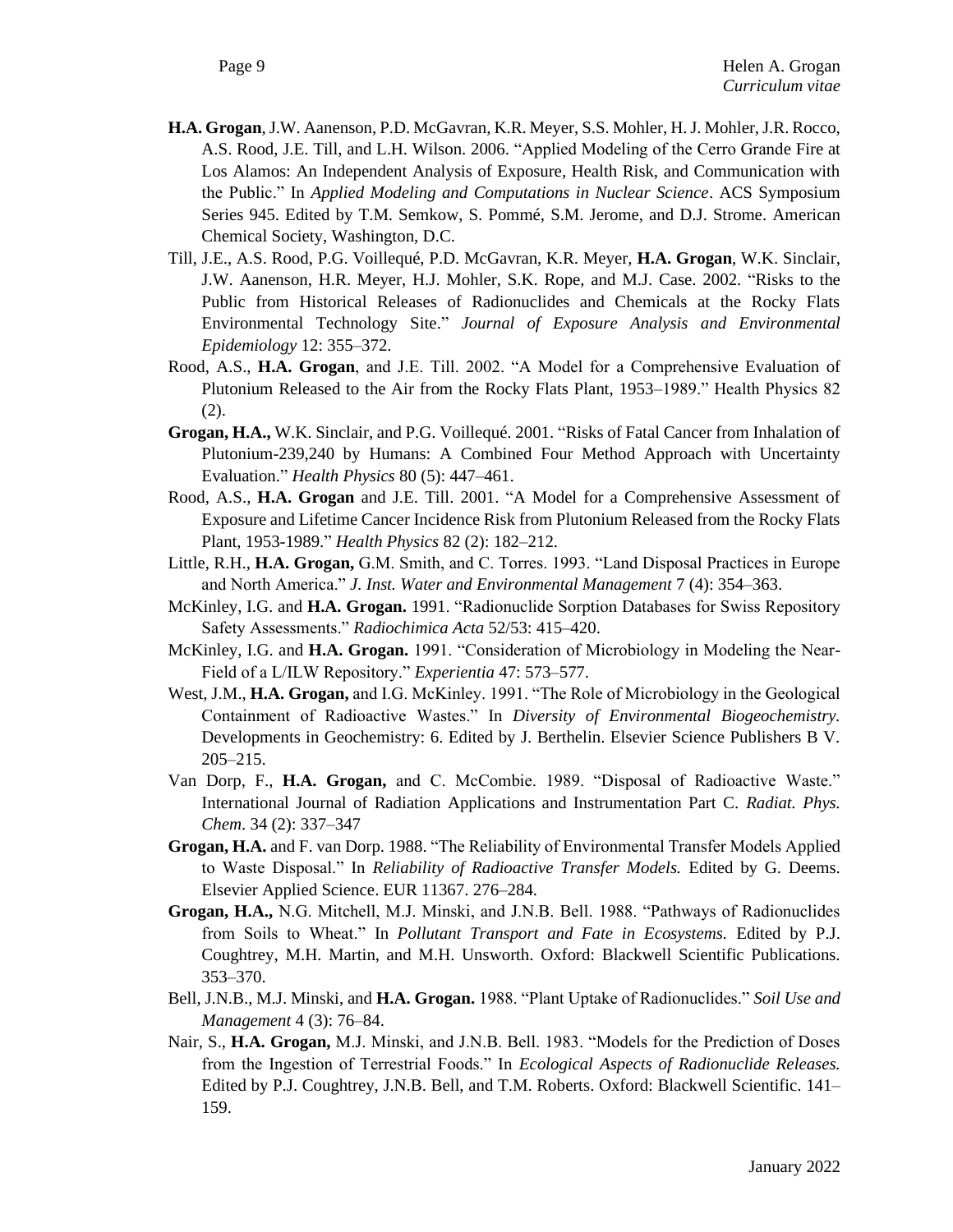**H.A. Grogan**, J.W. Aanenson, P.D. McGavran, K.R. Meyer, S.S. Mohler, H. J. Mohler, J.R. Rocco, A.S. Rood, J.E. Till, and L.H. Wilson. 2006. "Applied Modeling of the Cerro Grande Fire at Los Alamos: An Independent Analysis of Exposure, Health Risk, and Communication with the Public." In *Applied Modeling and Computations in Nuclear Science*. ACS Symposium Series 945. Edited by T.M. Semkow, S. Pommé, S.M. Jerome, and D.J. Strome. American Chemical Society, Washington, D.C.

Till, J.E., A.S. Rood, P.G. Voillequé, P.D. McGavran, K.R. Meyer, **H.A. Grogan**, W.K. Sinclair, J.W. Aanenson, H.R. Meyer, H.J. Mohler, S.K. Rope, and M.J. Case. 2002. "Risks to the Public from Historical Releases of Radionuclides and Chemicals at the Rocky Flats Environmental Technology Site." *Journal of Exposure Analysis and Environmental Epidemiology* 12: 355–372.

Rood, A.S., **H.A. Grogan**, and J.E. Till. 2002. "A Model for a Comprehensive Evaluation of Plutonium Released to the Air from the Rocky Flats Plant, 1953–1989." Health Physics 82 (2).

**Grogan, H.A.,** W.K. Sinclair, and P.G. Voillequé. 2001. "Risks of Fatal Cancer from Inhalation of Plutonium-239,240 by Humans: A Combined Four Method Approach with Uncertainty Evaluation." *Health Physics* 80 (5): 447–461.

Rood, A.S., **H.A. Grogan** and J.E. Till. 2001. "A Model for a Comprehensive Assessment of Exposure and Lifetime Cancer Incidence Risk from Plutonium Released from the Rocky Flats Plant, 1953-1989." *Health Physics* 82 (2): 182–212.

Little, R.H., **H.A. Grogan,** G.M. Smith, and C. Torres. 1993. "Land Disposal Practices in Europe and North America." *J. Inst. Water and Environmental Management* 7 (4): 354–363.

McKinley, I.G. and **H.A. Grogan.** 1991. "Radionuclide Sorption Databases for Swiss Repository Safety Assessments." *Radiochimica Acta* 52/53: 415–420.

McKinley, I.G. and **H.A. Grogan.** 1991. "Consideration of Microbiology in Modeling the Near-Field of a L/ILW Repository." *Experientia* 47: 573–577.

West, J.M., **H.A. Grogan,** and I.G. McKinley. 1991. "The Role of Microbiology in the Geological Containment of Radioactive Wastes." In *Diversity of Environmental Biogeochemistry.* Developments in Geochemistry: 6. Edited by J. Berthelin. Elsevier Science Publishers B V. 205–215.

Van Dorp, F., **H.A. Grogan,** and C. McCombie. 1989. "Disposal of Radioactive Waste." International Journal of Radiation Applications and Instrumentation Part C. *Radiat. Phys. Chem*. 34 (2): 337–347

**Grogan, H.A.** and F. van Dorp. 1988. "The Reliability of Environmental Transfer Models Applied to Waste Disposal." In *Reliability of Radioactive Transfer Models.* Edited by G. Deems. Elsevier Applied Science. EUR 11367. 276–284.

**Grogan, H.A.,** N.G. Mitchell, M.J. Minski, and J.N.B. Bell. 1988. "Pathways of Radionuclides from Soils to Wheat." In *Pollutant Transport and Fate in Ecosystems.* Edited by P.J. Coughtrey, M.H. Martin, and M.H. Unsworth. Oxford: Blackwell Scientific Publications. 353–370.

Bell, J.N.B., M.J. Minski, and **H.A. Grogan.** 1988. "Plant Uptake of Radionuclides." *Soil Use and Management* 4 (3): 76–84.

Nair, S., **H.A. Grogan,** M.J. Minski, and J.N.B. Bell. 1983. "Models for the Prediction of Doses from the Ingestion of Terrestrial Foods." In *Ecological Aspects of Radionuclide Releases.* Edited by P.J. Coughtrey, J.N.B. Bell, and T.M. Roberts. Oxford: Blackwell Scientific. 141–159.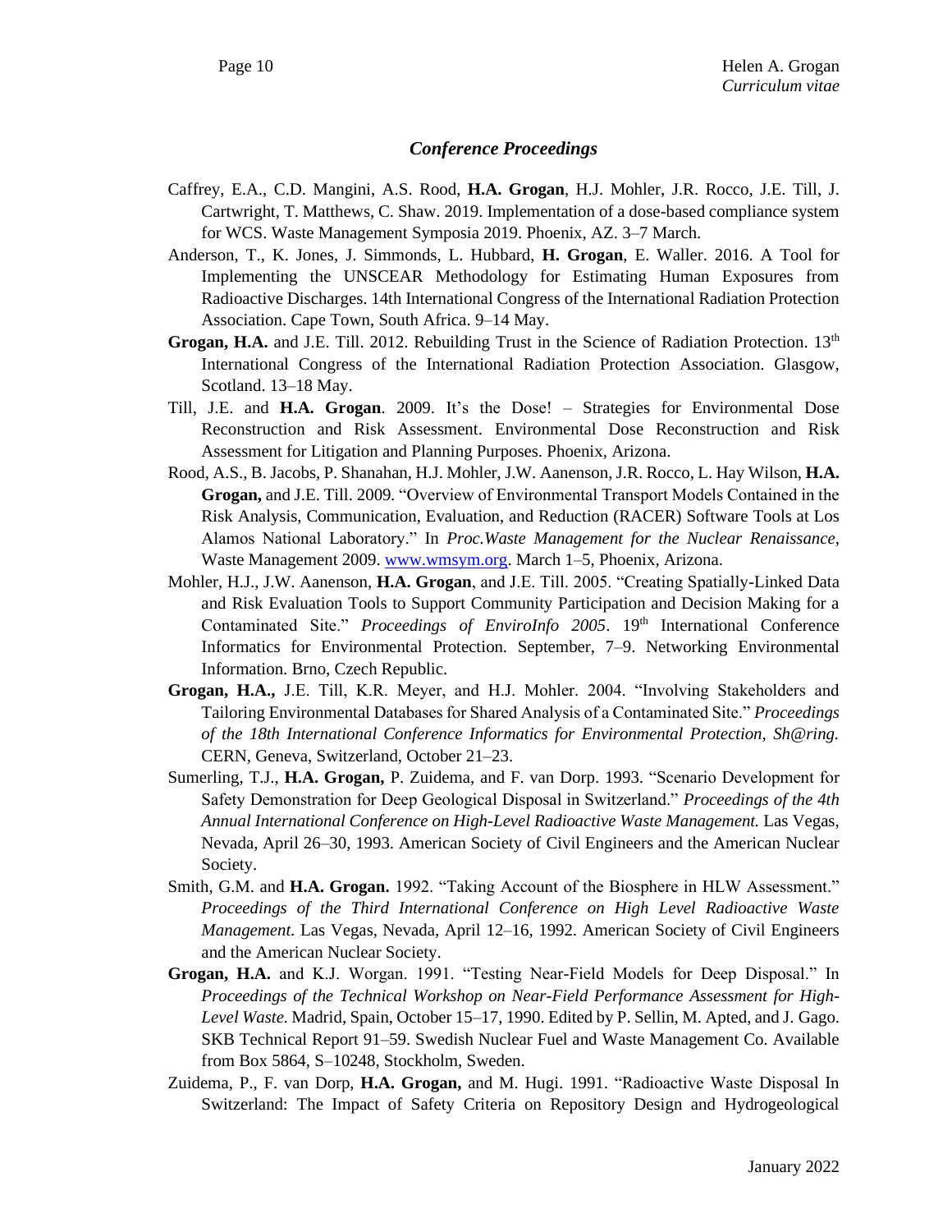### *Conference Proceedings*

Caffrey, E.A., C.D. Mangini, A.S. Rood, **H.A. Grogan**, H.J. Mohler, J.R. Rocco, J.E. Till, J. Cartwright, T. Matthews, C. Shaw. 2019. Implementation of a dose-based compliance system for WCS. Waste Management Symposia 2019. Phoenix, AZ. 3–7 March.

Anderson, T., K. Jones, J. Simmonds, L. Hubbard, **H. Grogan**, E. Waller. 2016. A Tool for Implementing the UNSCEAR Methodology for Estimating Human Exposures from Radioactive Discharges. 14th International Congress of the International Radiation Protection Association. Cape Town, South Africa. 9–14 May.

**Grogan, H.A.** and J.E. Till. 2012. Rebuilding Trust in the Science of Radiation Protection. 13th International Congress of the International Radiation Protection Association. Glasgow, Scotland. 13–18 May.

Till, J.E. and **H.A. Grogan**. 2009. It's the Dose! – Strategies for Environmental Dose Reconstruction and Risk Assessment. Environmental Dose Reconstruction and Risk Assessment for Litigation and Planning Purposes. Phoenix, Arizona.

Rood, A.S., B. Jacobs, P. Shanahan, H.J. Mohler, J.W. Aanenson, J.R. Rocco, L. Hay Wilson, **H.A. Grogan,** and J.E. Till. 2009. "Overview of Environmental Transport Models Contained in the Risk Analysis, Communication, Evaluation, and Reduction (RACER) Software Tools at Los Alamos National Laboratory." In *Proc.Waste Management for the Nuclear Renaissance*, Waste Management 2009. www.wmsym.org. March 1–5, Phoenix, Arizona.

Mohler, H.J., J.W. Aanenson, **H.A. Grogan**, and J.E. Till. 2005. "Creating Spatially-Linked Data and Risk Evaluation Tools to Support Community Participation and Decision Making for a Contaminated Site." *Proceedings of EnviroInfo 2005*. 19th International Conference Informatics for Environmental Protection. September, 7–9. Networking Environmental Information. Brno, Czech Republic.

**Grogan, H.A.,** J.E. Till, K.R. Meyer, and H.J. Mohler. 2004. "Involving Stakeholders and Tailoring Environmental Databases for Shared Analysis of a Contaminated Site." *Proceedings of the 18th International Conference Informatics for Environmental Protection, Sh@ring.* CERN, Geneva, Switzerland, October 21–23.

Sumerling, T.J., **H.A. Grogan,** P. Zuidema, and F. van Dorp. 1993. "Scenario Development for Safety Demonstration for Deep Geological Disposal in Switzerland." *Proceedings of the 4th Annual International Conference on High-Level Radioactive Waste Management.* Las Vegas, Nevada, April 26–30, 1993. American Society of Civil Engineers and the American Nuclear Society.

Smith, G.M. and **H.A. Grogan.** 1992. "Taking Account of the Biosphere in HLW Assessment." *Proceedings of the Third International Conference on High Level Radioactive Waste Management.* Las Vegas, Nevada, April 12–16, 1992. American Society of Civil Engineers and the American Nuclear Society.

**Grogan, H.A.** and K.J. Worgan. 1991. "Testing Near-Field Models for Deep Disposal." In *Proceedings of the Technical Workshop on Near-Field Performance Assessment for High-Level Waste.* Madrid, Spain, October 15–17, 1990. Edited by P. Sellin, M. Apted, and J. Gago. SKB Technical Report 91–59. Swedish Nuclear Fuel and Waste Management Co. Available from Box 5864, S–10248, Stockholm, Sweden.

Zuidema, P., F. van Dorp, **H.A. Grogan,** and M. Hugi. 1991. "Radioactive Waste Disposal In Switzerland: The Impact of Safety Criteria on Repository Design and Hydrogeological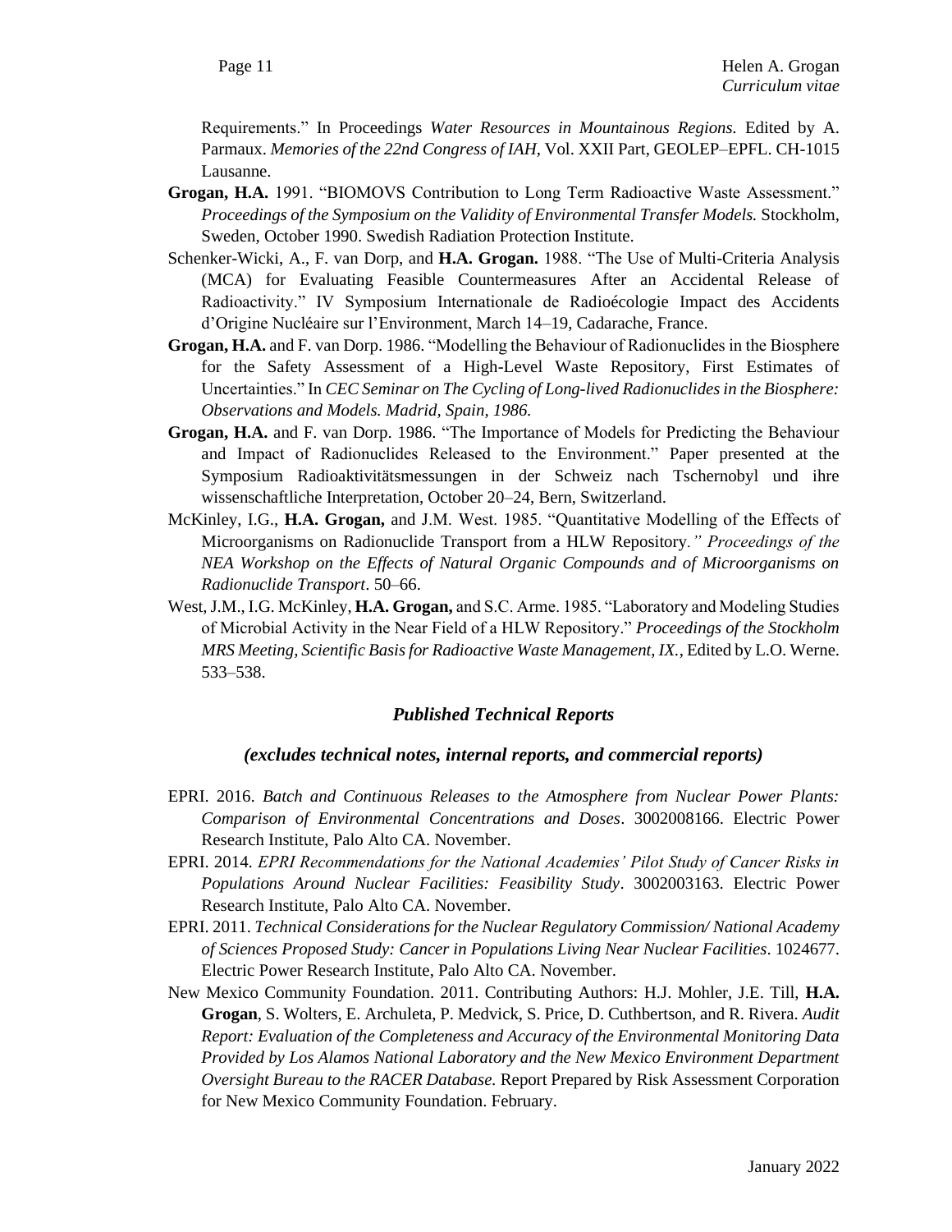Requirements." In Proceedings *Water Resources in Mountainous Regions.* Edited by A. Parmaux. *Memories of the 22nd Congress of IAH*, Vol. XXII Part, GEOLEP–EPFL. CH-1015 Lausanne.

**Grogan, H.A.** 1991. "BIOMOVS Contribution to Long Term Radioactive Waste Assessment." *Proceedings of the Symposium on the Validity of Environmental Transfer Models.* Stockholm, Sweden, October 1990. Swedish Radiation Protection Institute.

Schenker-Wicki, A., F. van Dorp, and **H.A. Grogan.** 1988. "The Use of Multi-Criteria Analysis (MCA) for Evaluating Feasible Countermeasures After an Accidental Release of Radioactivity." IV Symposium Internationale de Radioécologie Impact des Accidents d'Origine Nucléaire sur l'Environment, March 14–19, Cadarache, France.

**Grogan, H.A.** and F. van Dorp. 1986. "Modelling the Behaviour of Radionuclides in the Biosphere for the Safety Assessment of a High-Level Waste Repository, First Estimates of Uncertainties." In *CEC Seminar on The Cycling of Long-lived Radionuclides in the Biosphere: Observations and Models. Madrid, Spain, 1986.*

**Grogan, H.A.** and F. van Dorp. 1986. "The Importance of Models for Predicting the Behaviour and Impact of Radionuclides Released to the Environment." Paper presented at the Symposium Radioaktivitätsmessungen in der Schweiz nach Tschernobyl und ihre wissenschaftliche Interpretation, October 20–24, Bern, Switzerland.

McKinley, I.G., **H.A. Grogan,** and J.M. West. 1985. "Quantitative Modelling of the Effects of Microorganisms on Radionuclide Transport from a HLW Repository*." Proceedings of the NEA Workshop on the Effects of Natural Organic Compounds and of Microorganisms on Radionuclide Transport*. 50–66.

West, J.M., I.G. McKinley, **H.A. Grogan,** and S.C. Arme. 1985. "Laboratory and Modeling Studies of Microbial Activity in the Near Field of a HLW Repository." *Proceedings of the Stockholm MRS Meeting, Scientific Basis for Radioactive Waste Management, IX.*, Edited by L.O. Werne. 533–538.

## *Published Technical Reports*

### *(excludes technical notes, internal reports, and commercial reports)*

EPRI. 2016. *Batch and Continuous Releases to the Atmosphere from Nuclear Power Plants: Comparison of Environmental Concentrations and Doses*. 3002008166. Electric Power Research Institute, Palo Alto CA. November.

EPRI. 2014. *EPRI Recommendations for the National Academies' Pilot Study of Cancer Risks in Populations Around Nuclear Facilities: Feasibility Study*. 3002003163. Electric Power Research Institute, Palo Alto CA. November.

EPRI. 2011. *Technical Considerations for the Nuclear Regulatory Commission/ National Academy of Sciences Proposed Study: Cancer in Populations Living Near Nuclear Facilities*. 1024677. Electric Power Research Institute, Palo Alto CA. November.

New Mexico Community Foundation. 2011. Contributing Authors: H.J. Mohler, J.E. Till, **H.A. Grogan**, S. Wolters, E. Archuleta, P. Medvick, S. Price, D. Cuthbertson, and R. Rivera. *Audit Report: Evaluation of the Completeness and Accuracy of the Environmental Monitoring Data Provided by Los Alamos National Laboratory and the New Mexico Environment Department Oversight Bureau to the RACER Database.* Report Prepared by Risk Assessment Corporation for New Mexico Community Foundation. February.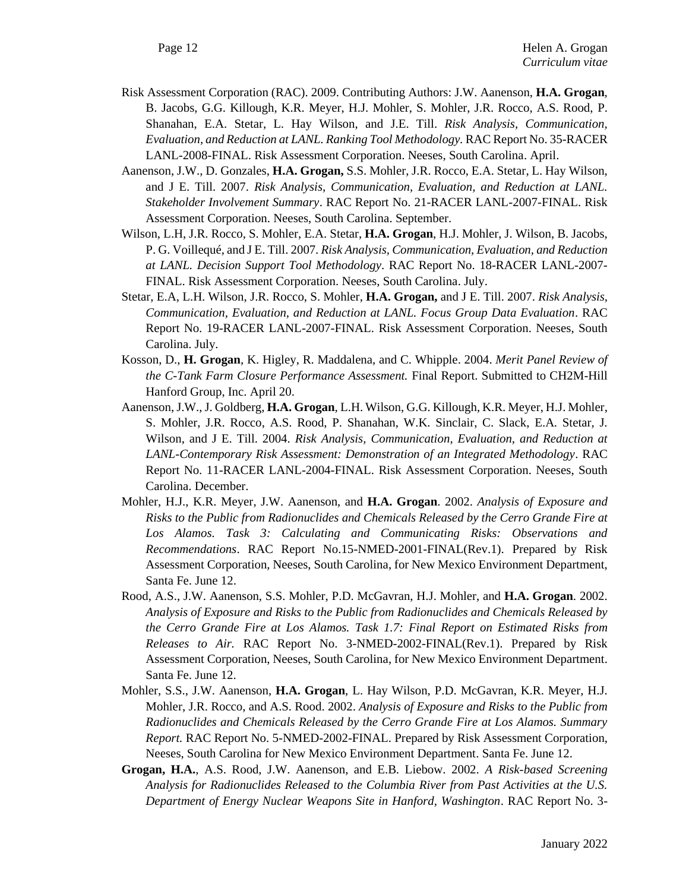Risk Assessment Corporation (RAC). 2009. Contributing Authors: J.W. Aanenson, **H.A. Grogan**, B. Jacobs, G.G. Killough, K.R. Meyer, H.J. Mohler, S. Mohler, J.R. Rocco, A.S. Rood, P. Shanahan, E.A. Stetar, L. Hay Wilson, and J.E. Till. *Risk Analysis, Communication, Evaluation, and Reduction at LANL. Ranking Tool Methodology.* RAC Report No. 35-RACER LANL-2008-FINAL. Risk Assessment Corporation. Neeses, South Carolina. April.

Aanenson, J.W., D. Gonzales, **H.A. Grogan,** S.S. Mohler, J.R. Rocco, E.A. Stetar, L. Hay Wilson, and J E. Till. 2007. *Risk Analysis, Communication, Evaluation, and Reduction at LANL. Stakeholder Involvement Summary*. RAC Report No. 21-RACER LANL-2007-FINAL. Risk Assessment Corporation. Neeses, South Carolina. September.

Wilson, L.H, J.R. Rocco, S. Mohler, E.A. Stetar, **H.A. Grogan**, H.J. Mohler, J. Wilson, B. Jacobs, P. G. Voillequé, and J E. Till. 2007. *Risk Analysis, Communication, Evaluation, and Reduction at LANL. Decision Support Tool Methodology*. RAC Report No. 18-RACER LANL-2007-FINAL. Risk Assessment Corporation. Neeses, South Carolina. July.

Stetar, E.A, L.H. Wilson, J.R. Rocco, S. Mohler, **H.A. Grogan,** and J E. Till. 2007. *Risk Analysis, Communication, Evaluation, and Reduction at LANL. Focus Group Data Evaluation*. RAC Report No. 19-RACER LANL-2007-FINAL. Risk Assessment Corporation. Neeses, South Carolina. July.

Kosson, D., **H. Grogan**, K. Higley, R. Maddalena, and C. Whipple. 2004. *Merit Panel Review of the C-Tank Farm Closure Performance Assessment.* Final Report. Submitted to CH2M-Hill Hanford Group, Inc. April 20.

Aanenson, J.W., J. Goldberg, **H.A. Grogan**, L.H. Wilson, G.G. Killough, K.R. Meyer, H.J. Mohler, S. Mohler, J.R. Rocco, A.S. Rood, P. Shanahan, W.K. Sinclair, C. Slack, E.A. Stetar, J. Wilson, and J E. Till. 2004. *Risk Analysis, Communication, Evaluation, and Reduction at LANL-Contemporary Risk Assessment: Demonstration of an Integrated Methodology*. RAC Report No. 11-RACER LANL-2004-FINAL. Risk Assessment Corporation. Neeses, South Carolina. December.

Mohler, H.J., K.R. Meyer, J.W. Aanenson, and **H.A. Grogan**. 2002. *Analysis of Exposure and Risks to the Public from Radionuclides and Chemicals Released by the Cerro Grande Fire at Los Alamos. Task 3: Calculating and Communicating Risks: Observations and Recommendations*. RAC Report No.15-NMED-2001-FINAL(Rev.1). Prepared by Risk Assessment Corporation, Neeses, South Carolina, for New Mexico Environment Department, Santa Fe. June 12.

Rood, A.S., J.W. Aanenson, S.S. Mohler, P.D. McGavran, H.J. Mohler, and **H.A. Grogan**. 2002. *Analysis of Exposure and Risks to the Public from Radionuclides and Chemicals Released by the Cerro Grande Fire at Los Alamos. Task 1.7: Final Report on Estimated Risks from Releases to Air.* RAC Report No. 3-NMED-2002-FINAL(Rev.1). Prepared by Risk Assessment Corporation, Neeses, South Carolina, for New Mexico Environment Department. Santa Fe. June 12.

Mohler, S.S., J.W. Aanenson, **H.A. Grogan**, L. Hay Wilson, P.D. McGavran, K.R. Meyer, H.J. Mohler, J.R. Rocco, and A.S. Rood. 2002. *Analysis of Exposure and Risks to the Public from Radionuclides and Chemicals Released by the Cerro Grande Fire at Los Alamos. Summary Report.* RAC Report No. 5-NMED-2002-FINAL. Prepared by Risk Assessment Corporation, Neeses, South Carolina for New Mexico Environment Department. Santa Fe. June 12.

**Grogan, H.A.**, A.S. Rood, J.W. Aanenson, and E.B. Liebow. 2002. *A Risk-based Screening Analysis for Radionuclides Released to the Columbia River from Past Activities at the U.S. Department of Energy Nuclear Weapons Site in Hanford, Washington*. RAC Report No. 3-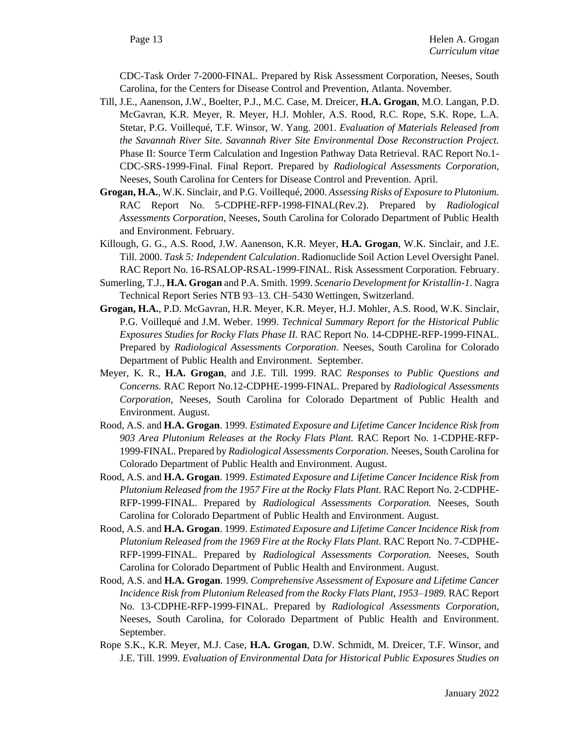CDC-Task Order 7-2000-FINAL. Prepared by Risk Assessment Corporation, Neeses, South Carolina, for the Centers for Disease Control and Prevention, Atlanta. November.

Till, J.E., Aanenson, J.W., Boelter, P.J., M.C. Case, M. Dreicer, **H.A. Grogan**, M.O. Langan, P.D. McGavran, K.R. Meyer, R. Meyer, H.J. Mohler, A.S. Rood, R.C. Rope, S.K. Rope, L.A. Stetar, P.G. Voillequé, T.F. Winsor, W. Yang. 2001. *Evaluation of Materials Released from the Savannah River Site. Savannah River Site Environmental Dose Reconstruction Project.* Phase II: Source Term Calculation and Ingestion Pathway Data Retrieval. RAC Report No.1-CDC-SRS-1999-Final. Final Report. Prepared by *Radiological Assessments Corporation,* Neeses, South Carolina for Centers for Disease Control and Prevention. April.

**Grogan, H.A.**, W.K. Sinclair, and P.G. Voillequé, 2000. *Assessing Risks of Exposure to Plutonium.* RAC Report No. 5-CDPHE-RFP-1998-FINAL(Rev.2). Prepared by *Radiological Assessments Corporation*, Neeses, South Carolina for Colorado Department of Public Health and Environment. February.

Killough, G. G., A.S. Rood, J.W. Aanenson, K.R. Meyer, **H.A. Grogan**, W.K. Sinclair, and J.E. Till. 2000. *Task 5: Independent Calculation*. Radionuclide Soil Action Level Oversight Panel. RAC Report No. 16-RSALOP-RSAL-1999-FINAL. Risk Assessment Corporation. February.

Sumerling, T.J., **H.A. Grogan** and P.A. Smith. 1999. *Scenario Development for Kristallin-1*. Nagra Technical Report Series NTB 93–13. CH–5430 Wettingen, Switzerland.

**Grogan, H.A.**, P.D. McGavran, H.R. Meyer, K.R. Meyer, H.J. Mohler, A.S. Rood, W.K. Sinclair, P.G. Voillequé and J.M. Weber. 1999. *Technical Summary Report for the Historical Public Exposures Studies for Rocky Flats Phase II.* RAC Report No. 14-CDPHE-RFP-1999-FINAL. Prepared by *Radiological Assessments Corporation*. Neeses, South Carolina for Colorado Department of Public Health and Environment. September.

Meyer, K. R., **H.A. Grogan**, and J.E. Till. 1999. RAC *Responses to Public Questions and Concerns.* RAC Report No.12-CDPHE-1999-FINAL. Prepared by *Radiological Assessments Corporation*, Neeses, South Carolina for Colorado Department of Public Health and Environment. August.

Rood, A.S. and **H.A. Grogan**. 1999. *Estimated Exposure and Lifetime Cancer Incidence Risk from 903 Area Plutonium Releases at the Rocky Flats Plant.* RAC Report No. 1-CDPHE-RFP-1999-FINAL. Prepared by *Radiological Assessments Corporation.* Neeses, South Carolina for Colorado Department of Public Health and Environment. August.

Rood, A.S. and **H.A. Grogan**. 1999. *Estimated Exposure and Lifetime Cancer Incidence Risk from Plutonium Released from the 1957 Fire at the Rocky Flats Plant.* RAC Report No. 2-CDPHE-RFP-1999-FINAL. Prepared by *Radiological Assessments Corporation.* Neeses, South Carolina for Colorado Department of Public Health and Environment. August.

Rood, A.S. and **H.A. Grogan**. 1999. *Estimated Exposure and Lifetime Cancer Incidence Risk from Plutonium Released from the 1969 Fire at the Rocky Flats Plant.* RAC Report No. 7-CDPHE-RFP-1999-FINAL. Prepared by *Radiological Assessments Corporation.* Neeses, South Carolina for Colorado Department of Public Health and Environment. August.

Rood, A.S. and **H.A. Grogan**. 1999. *Comprehensive Assessment of Exposure and Lifetime Cancer Incidence Risk from Plutonium Released from the Rocky Flats Plant, 1953–1989.* RAC Report No. 13-CDPHE-RFP-1999-FINAL. Prepared by *Radiological Assessments Corporation*, Neeses, South Carolina, for Colorado Department of Public Health and Environment. September.

Rope S.K., K.R. Meyer, M.J. Case, **H.A. Grogan**, D.W. Schmidt, M. Dreicer, T.F. Winsor, and J.E. Till. 1999. *Evaluation of Environmental Data for Historical Public Exposures Studies on*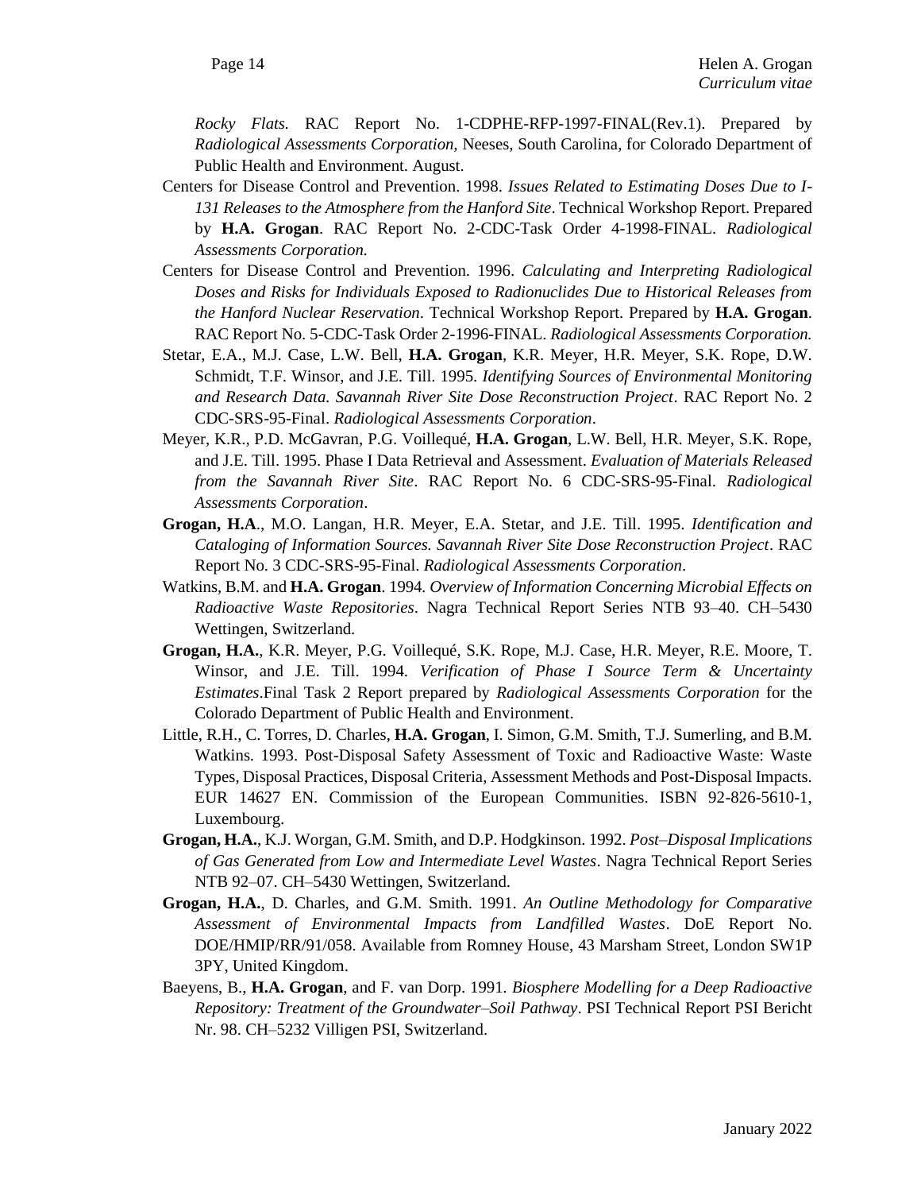*Rocky Flats.* RAC Report No. 1-CDPHE-RFP-1997-FINAL(Rev.1). Prepared by *Radiological Assessments Corporation*, Neeses, South Carolina, for Colorado Department of Public Health and Environment. August.

Centers for Disease Control and Prevention. 1998. *Issues Related to Estimating Doses Due to I-131 Releases to the Atmosphere from the Hanford Site*. Technical Workshop Report. Prepared by **H.A. Grogan**. RAC Report No. 2-CDC-Task Order 4-1998-FINAL. *Radiological Assessments Corporation.*

Centers for Disease Control and Prevention. 1996. *Calculating and Interpreting Radiological Doses and Risks for Individuals Exposed to Radionuclides Due to Historical Releases from the Hanford Nuclear Reservation*. Technical Workshop Report. Prepared by **H.A. Grogan**. RAC Report No. 5-CDC-Task Order 2-1996-FINAL. *Radiological Assessments Corporation.*

Stetar, E.A., M.J. Case, L.W. Bell, **H.A. Grogan**, K.R. Meyer, H.R. Meyer, S.K. Rope, D.W. Schmidt, T.F. Winsor, and J.E. Till. 1995. *Identifying Sources of Environmental Monitoring and Research Data. Savannah River Site Dose Reconstruction Project*. RAC Report No. 2 CDC-SRS-95-Final. *Radiological Assessments Corporation*.

Meyer, K.R., P.D. McGavran, P.G. Voillequé, **H.A. Grogan**, L.W. Bell, H.R. Meyer, S.K. Rope, and J.E. Till. 1995. Phase I Data Retrieval and Assessment. *Evaluation of Materials Released from the Savannah River Site*. RAC Report No. 6 CDC-SRS-95-Final. *Radiological Assessments Corporation*.

**Grogan, H.A**., M.O. Langan, H.R. Meyer, E.A. Stetar, and J.E. Till. 1995. *Identification and Cataloging of Information Sources. Savannah River Site Dose Reconstruction Project*. RAC Report No. 3 CDC-SRS-95-Final. *Radiological Assessments Corporation*.

Watkins, B.M. and **H.A. Grogan**. 1994. *Overview of Information Concerning Microbial Effects on Radioactive Waste Repositories*. Nagra Technical Report Series NTB 93–40. CH–5430 Wettingen, Switzerland.

**Grogan, H.A.**, K.R. Meyer, P.G. Voillequé, S.K. Rope, M.J. Case, H.R. Meyer, R.E. Moore, T. Winsor, and J.E. Till. 1994. *Verification of Phase I Source Term & Uncertainty Estimates*.Final Task 2 Report prepared by *Radiological Assessments Corporation* for the Colorado Department of Public Health and Environment.

Little, R.H., C. Torres, D. Charles, **H.A. Grogan**, I. Simon, G.M. Smith, T.J. Sumerling, and B.M. Watkins. 1993. Post-Disposal Safety Assessment of Toxic and Radioactive Waste: Waste Types, Disposal Practices, Disposal Criteria, Assessment Methods and Post-Disposal Impacts. EUR 14627 EN. Commission of the European Communities. ISBN 92-826-5610-1, Luxembourg.

**Grogan, H.A.**, K.J. Worgan, G.M. Smith, and D.P. Hodgkinson. 1992. *Post–Disposal Implications of Gas Generated from Low and Intermediate Level Wastes*. Nagra Technical Report Series NTB 92–07. CH–5430 Wettingen, Switzerland.

**Grogan, H.A.**, D. Charles, and G.M. Smith. 1991. *An Outline Methodology for Comparative Assessment of Environmental Impacts from Landfilled Wastes*. DoE Report No. DOE/HMIP/RR/91/058. Available from Romney House, 43 Marsham Street, London SW1P 3PY, United Kingdom.

Baeyens, B., **H.A. Grogan**, and F. van Dorp. 1991. *Biosphere Modelling for a Deep Radioactive Repository: Treatment of the Groundwater–Soil Pathway*. PSI Technical Report PSI Bericht Nr. 98. CH–5232 Villigen PSI, Switzerland.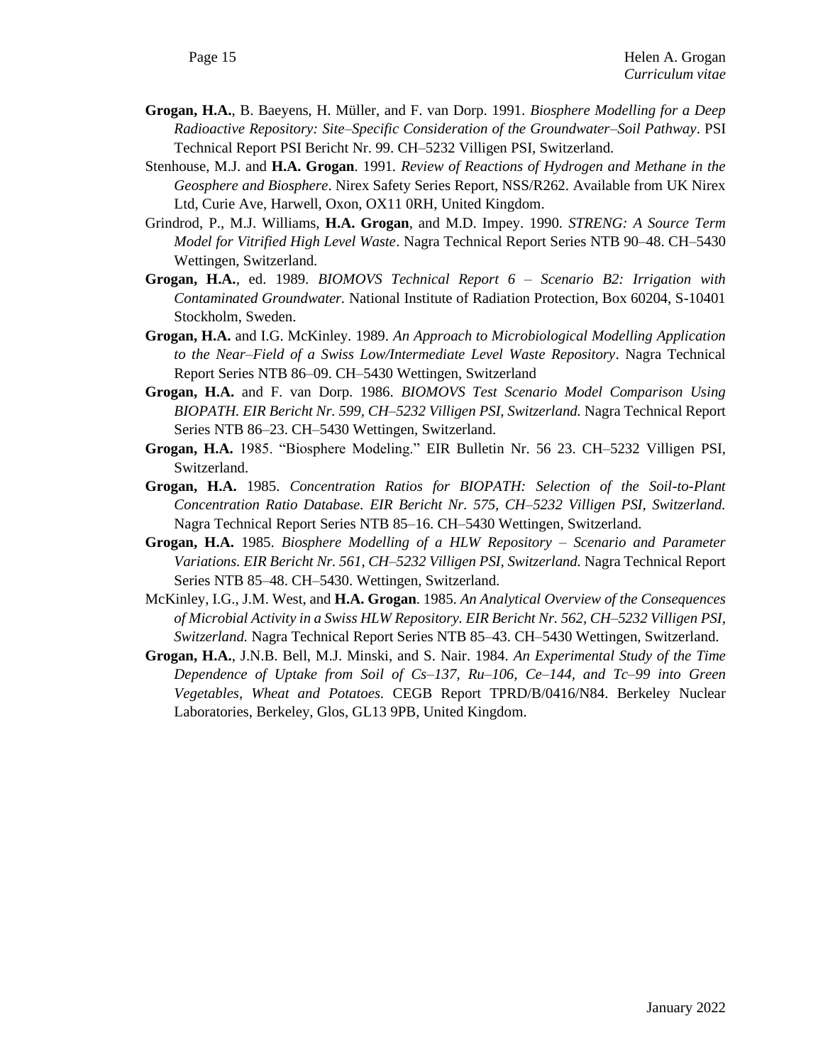**Grogan, H.A.**, B. Baeyens, H. Müller, and F. van Dorp. 1991. *Biosphere Modelling for a Deep Radioactive Repository: Site–Specific Consideration of the Groundwater–Soil Pathway*. PSI Technical Report PSI Bericht Nr. 99. CH–5232 Villigen PSI, Switzerland.

Stenhouse, M.J. and **H.A. Grogan**. 1991. *Review of Reactions of Hydrogen and Methane in the Geosphere and Biosphere*. Nirex Safety Series Report, NSS/R262. Available from UK Nirex Ltd, Curie Ave, Harwell, Oxon, OX11 0RH, United Kingdom.

Grindrod, P., M.J. Williams, **H.A. Grogan**, and M.D. Impey. 1990. *STRENG: A Source Term Model for Vitrified High Level Waste*. Nagra Technical Report Series NTB 90–48. CH–5430 Wettingen, Switzerland.

**Grogan, H.A.**, ed. 1989. *BIOMOVS Technical Report 6 – Scenario B2: Irrigation with Contaminated Groundwater.* National Institute of Radiation Protection, Box 60204, S-10401 Stockholm, Sweden.

**Grogan, H.A.** and I.G. McKinley. 1989. *An Approach to Microbiological Modelling Application to the Near–Field of a Swiss Low/Intermediate Level Waste Repository*. Nagra Technical Report Series NTB 86–09. CH–5430 Wettingen, Switzerland

**Grogan, H.A.** and F. van Dorp. 1986. *BIOMOVS Test Scenario Model Comparison Using BIOPATH. EIR Bericht Nr. 599, CH–5232 Villigen PSI, Switzerland.* Nagra Technical Report Series NTB 86–23. CH–5430 Wettingen, Switzerland.

**Grogan, H.A.** 1985. "Biosphere Modeling." EIR Bulletin Nr. 56 23. CH–5232 Villigen PSI, Switzerland.

**Grogan, H.A.** 1985. *Concentration Ratios for BIOPATH: Selection of the Soil-to-Plant Concentration Ratio Database. EIR Bericht Nr. 575, CH–5232 Villigen PSI, Switzerland.* Nagra Technical Report Series NTB 85–16. CH–5430 Wettingen, Switzerland.

**Grogan, H.A.** 1985. *Biosphere Modelling of a HLW Repository – Scenario and Parameter Variations. EIR Bericht Nr. 561, CH–5232 Villigen PSI, Switzerland.* Nagra Technical Report Series NTB 85–48. CH–5430. Wettingen, Switzerland.

McKinley, I.G., J.M. West, and **H.A. Grogan**. 1985. *An Analytical Overview of the Consequences of Microbial Activity in a Swiss HLW Repository. EIR Bericht Nr. 562, CH–5232 Villigen PSI, Switzerland.* Nagra Technical Report Series NTB 85–43. CH–5430 Wettingen, Switzerland.

**Grogan, H.A.**, J.N.B. Bell, M.J. Minski, and S. Nair. 1984. *An Experimental Study of the Time Dependence of Uptake from Soil of Cs–137, Ru–106, Ce–144, and Tc–99 into Green Vegetables, Wheat and Potatoes.* CEGB Report TPRD/B/0416/N84. Berkeley Nuclear Laboratories, Berkeley, Glos, GL13 9PB, United Kingdom.